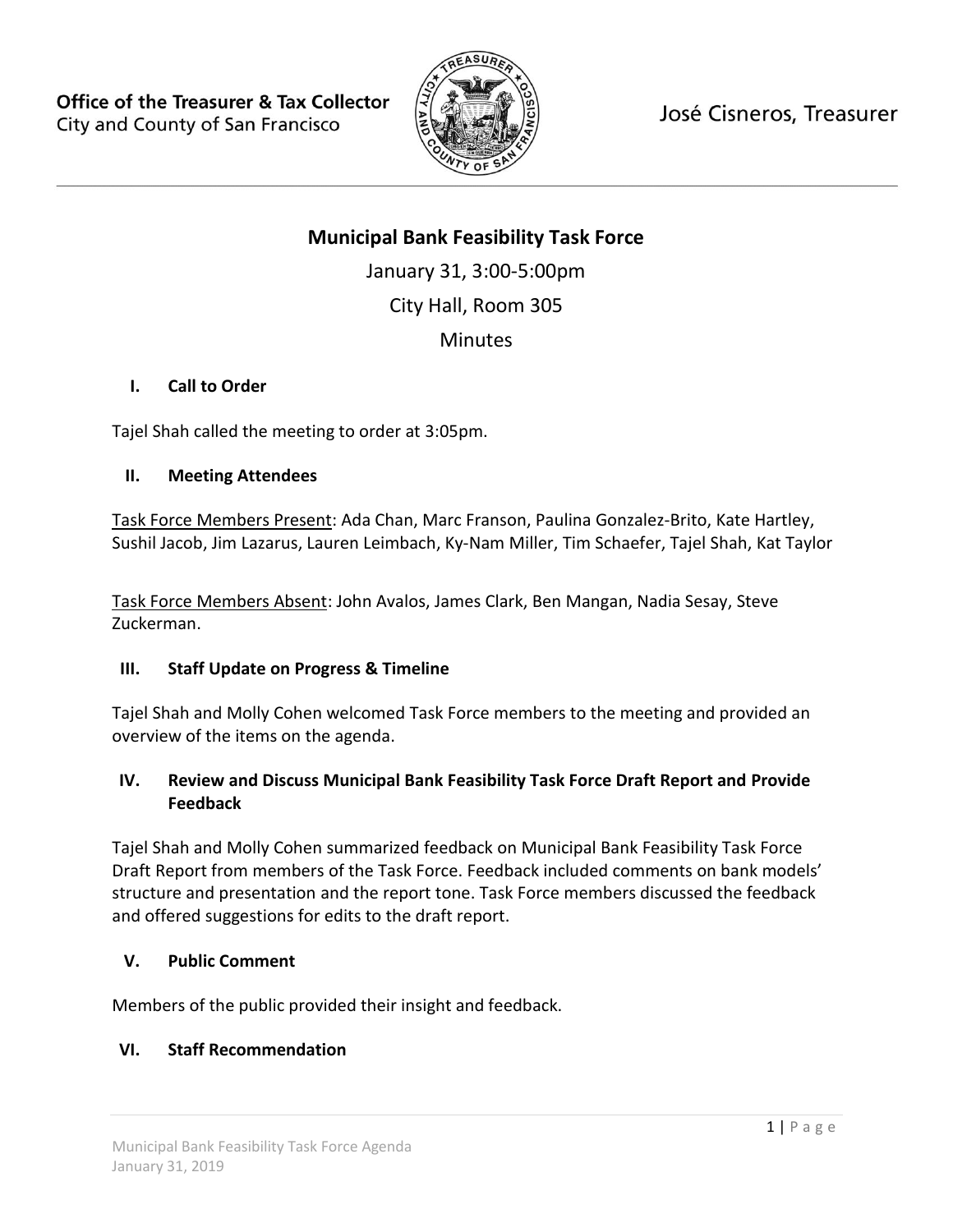**Office of the Treasurer & Tax Collector**
City and County of San Francisco

José Cisneros, Treasurer

# Municipal Bank Feasibility Task Force

January 31, 3:00-5:00pm

City Hall, Room 305

Minutes

## I. Call to Order

Tajel Shah called the meeting to order at 3:05pm.

## II. Meeting Attendees

Task Force Members Present: Ada Chan, Marc Franson, Paulina Gonzalez-Brito, Kate Hartley, Sushil Jacob, Jim Lazarus, Lauren Leimbach, Ky-Nam Miller, Tim Schaefer, Tajel Shah, Kat Taylor

Task Force Members Absent: John Avalos, James Clark, Ben Mangan, Nadia Sesay, Steve Zuckerman.

## III. Staff Update on Progress & Timeline

Tajel Shah and Molly Cohen welcomed Task Force members to the meeting and provided an overview of the items on the agenda.

## IV. Review and Discuss Municipal Bank Feasibility Task Force Draft Report and Provide Feedback

Tajel Shah and Molly Cohen summarized feedback on Municipal Bank Feasibility Task Force Draft Report from members of the Task Force. Feedback included comments on bank models' structure and presentation and the report tone. Task Force members discussed the feedback and offered suggestions for edits to the draft report.

## V. Public Comment

Members of the public provided their insight and feedback.

## VI. Staff Recommendation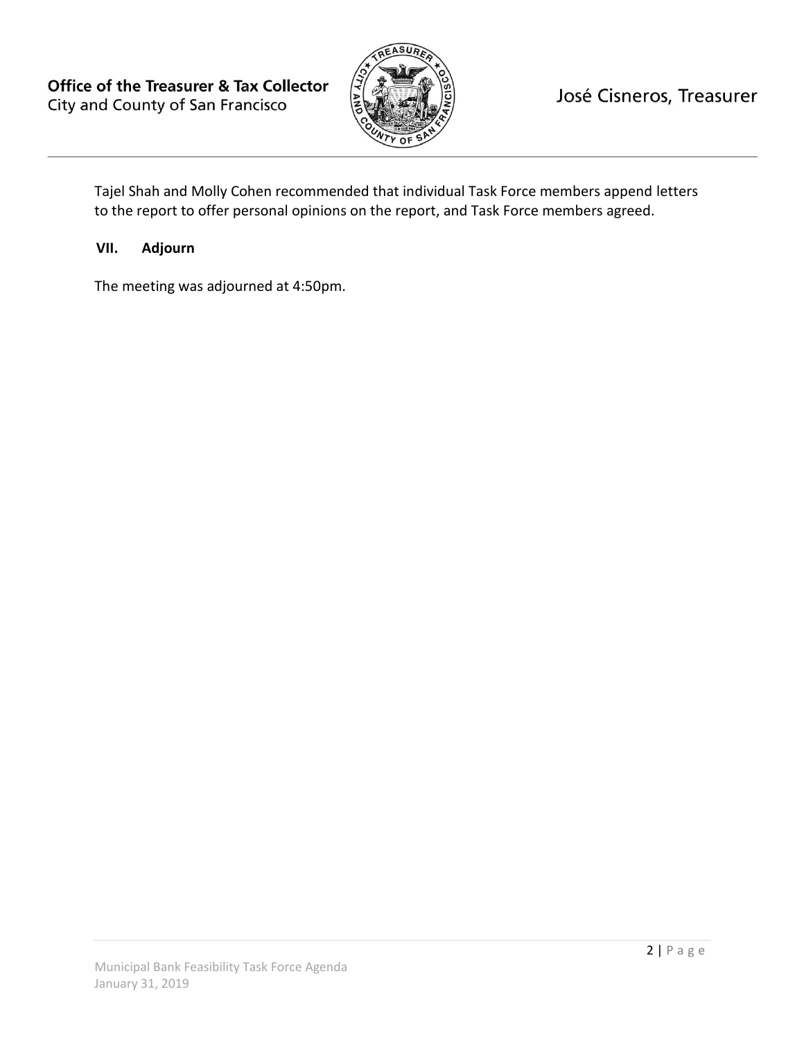Tajel Shah and Molly Cohen recommended that individual Task Force members append letters to the report to offer personal opinions on the report, and Task Force members agreed.

## VII. Adjourn

The meeting was adjourned at 4:50pm.